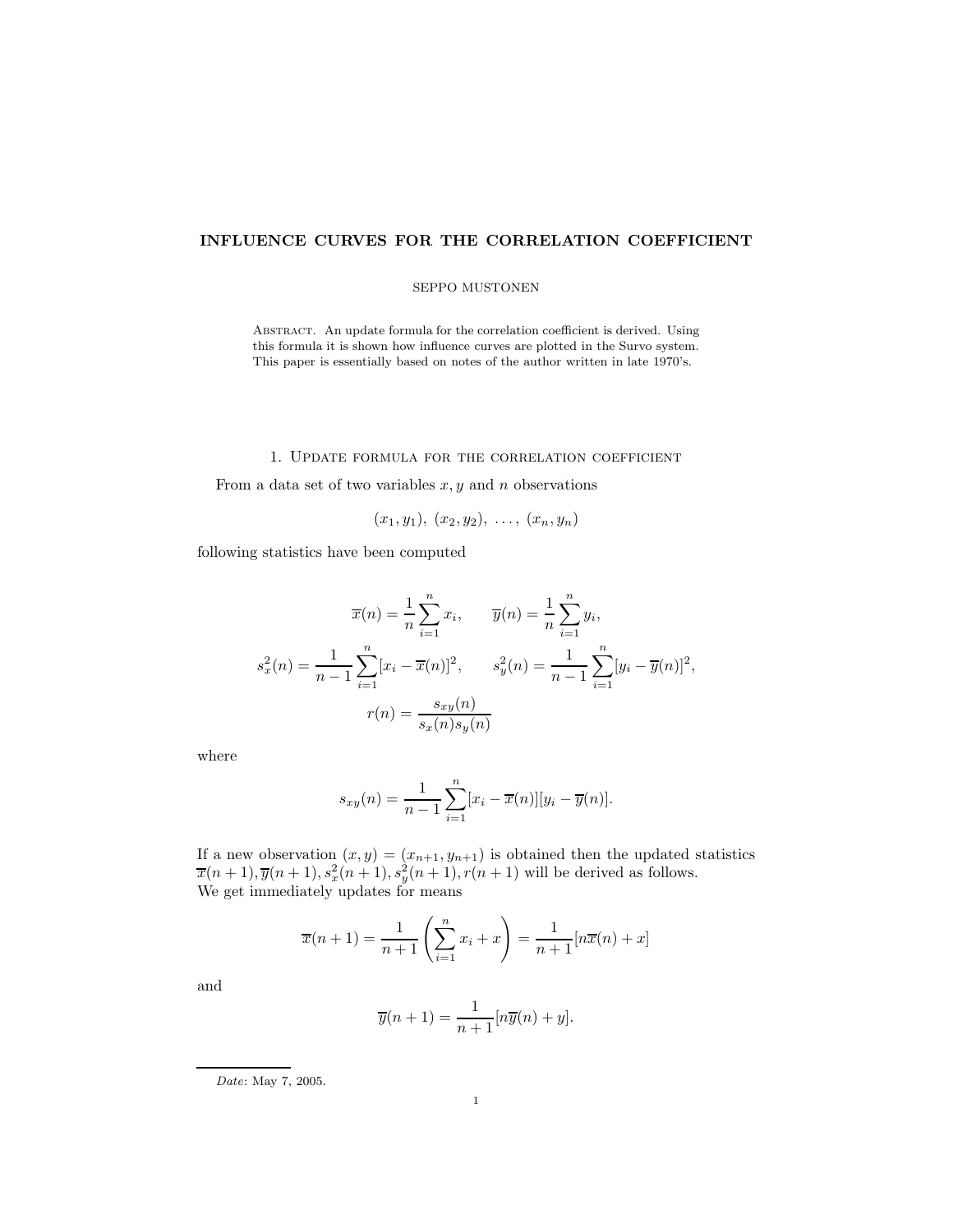# INFLUENCE CURVES FOR THE CORRELATION COEFFICIENT

SEPPO MUSTONEN

Abstract. An update formula for the correlation coefficient is derived. Using this formula it is shown how influence curves are plotted in the Survo system. This paper is essentially based on notes of the author written in late 1970's.

## 1. Update formula for the correlation coefficient

From a data set of two variables $x, y$ and $n$ observations

$$(x_1, y_1),\ (x_2, y_2),\ \ldots,\ (x_n, y_n)$$

following statistics have been computed

$$\overline{x}(n) = \frac{1}{n}\sum_{i=1}^{n} x_i, \qquad \overline{y}(n) = \frac{1}{n}\sum_{i=1}^{n} y_i,$$

$$s_x^2(n) = \frac{1}{n-1}\sum_{i=1}^{n}[x_i - \overline{x}(n)]^2, \qquad s_y^2(n) = \frac{1}{n-1}\sum_{i=1}^{n}[y_i - \overline{y}(n)]^2,$$

$$r(n) = \frac{s_{xy}(n)}{s_x(n)s_y(n)}$$

where

$$s_{xy}(n) = \frac{1}{n-1}\sum_{i=1}^{n}[x_i - \overline{x}(n)][y_i - \overline{y}(n)].$$

If a new observation $(x, y) = (x_{n+1}, y_{n+1})$ is obtained then the updated statistics $\overline{x}(n+1), \overline{y}(n+1), s_x^2(n+1), s_y^2(n+1), r(n+1)$ will be derived as follows.
We get immediately updates for means

$$\overline{x}(n+1) = \frac{1}{n+1}\left(\sum_{i=1}^{n} x_i + x\right) = \frac{1}{n+1}[n\overline{x}(n) + x]$$

and

$$\overline{y}(n+1) = \frac{1}{n+1}[n\overline{y}(n) + y].$$

*Date*: May 7, 2005.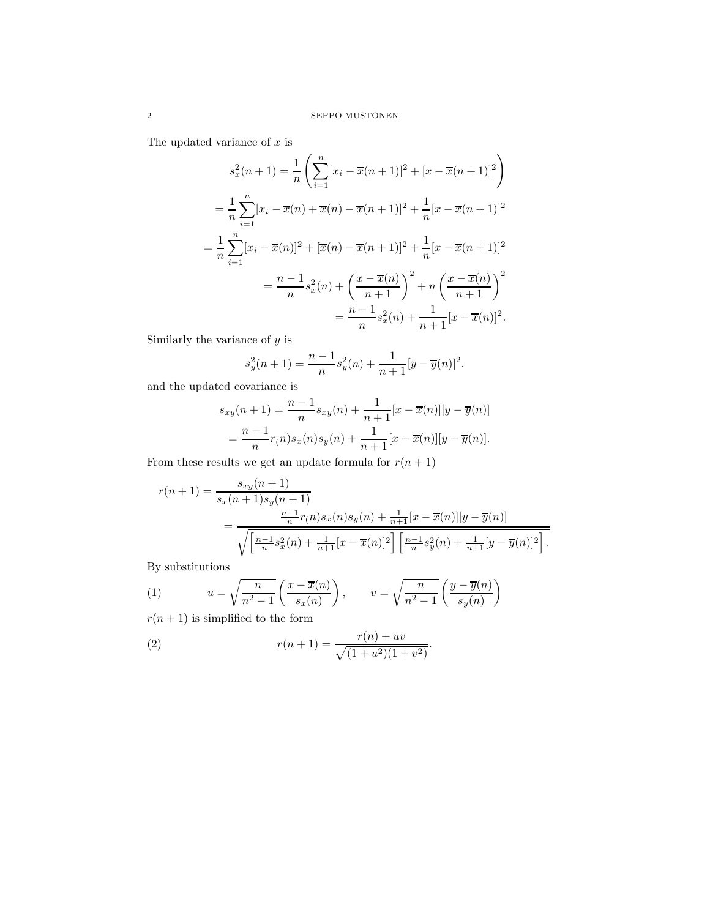The updated variance of $x$ is

$$
\begin{aligned}
s_x^2(n+1) &= \frac{1}{n}\left(\sum_{i=1}^{n}[x_i - \overline{x}(n+1)]^2 + [x - \overline{x}(n+1)]^2\right) \\
&= \frac{1}{n}\sum_{i=1}^{n}[x_i - \overline{x}(n) + \overline{x}(n) - \overline{x}(n+1)]^2 + \frac{1}{n}[x - \overline{x}(n+1)]^2 \\
&= \frac{1}{n}\sum_{i=1}^{n}[x_i - \overline{x}(n)]^2 + [\overline{x}(n) - \overline{x}(n+1)]^2 + \frac{1}{n}[x - \overline{x}(n+1)]^2 \\
&= \frac{n-1}{n}s_x^2(n) + \left(\frac{x - \overline{x}(n)}{n+1}\right)^2 + n\left(\frac{x - \overline{x}(n)}{n+1}\right)^2 \\
&= \frac{n-1}{n}s_x^2(n) + \frac{1}{n+1}[x - \overline{x}(n)]^2.
\end{aligned}
$$

Similarly the variance of $y$ is

$$
s_y^2(n+1) = \frac{n-1}{n}s_y^2(n) + \frac{1}{n+1}[y - \overline{y}(n)]^2.
$$

and the updated covariance is

$$
\begin{aligned}
s_{xy}(n+1) &= \frac{n-1}{n}s_{xy}(n) + \frac{1}{n+1}[x - \overline{x}(n)][y - \overline{y}(n)] \\
&= \frac{n-1}{n}r_(n)s_x(n)s_y(n) + \frac{1}{n+1}[x - \overline{x}(n)][y - \overline{y}(n)].
\end{aligned}
$$

From these results we get an update formula for $r(n+1)$

$$
\begin{aligned}
r(n+1) &= \frac{s_{xy}(n+1)}{s_x(n+1)s_y(n+1)} \\
&= \frac{\frac{n-1}{n}r_(n)s_x(n)s_y(n) + \frac{1}{n+1}[x - \overline{x}(n)][y - \overline{y}(n)]}{\sqrt{\left[\frac{n-1}{n}s_x^2(n) + \frac{1}{n+1}[x - \overline{x}(n)]^2\right]\left[\frac{n-1}{n}s_y^2(n) + \frac{1}{n+1}[y - \overline{y}(n)]^2\right]}}.
\end{aligned}
$$

By substitutions

$$
(1) \qquad u = \sqrt{\frac{n}{n^2-1}}\left(\frac{x - \overline{x}(n)}{s_x(n)}\right), \qquad v = \sqrt{\frac{n}{n^2-1}}\left(\frac{y - \overline{y}(n)}{s_y(n)}\right)
$$

$r(n+1)$ is simplified to the form

$$
(2) \qquad r(n+1) = \frac{r(n) + uv}{\sqrt{(1+u^2)(1+v^2)}}.
$$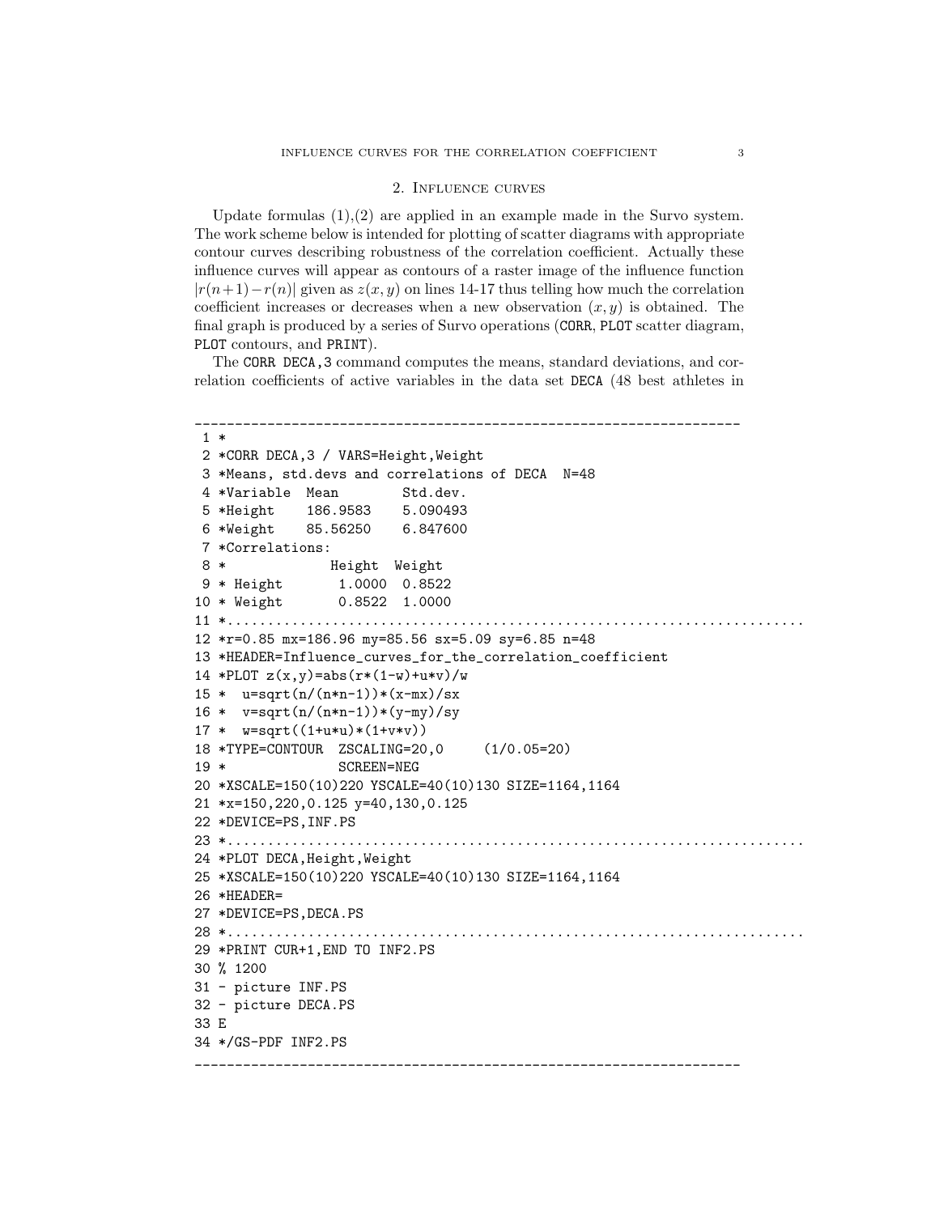## 2. Influence curves

Update formulas (1),(2) are applied in an example made in the Survo system. The work scheme below is intended for plotting of scatter diagrams with appropriate contour curves describing robustness of the correlation coefficient. Actually these influence curves will appear as contours of a raster image of the influence function $|r(n+1)-r(n)|$ given as $z(x,y)$ on lines 14-17 thus telling how much the correlation coefficient increases or decreases when a new observation $(x,y)$ is obtained. The final graph is produced by a series of Survo operations (CORR, PLOT scatter diagram, PLOT contours, and PRINT).

The CORR DECA,3 command computes the means, standard deviations, and correlation coefficients of active variables in the data set DECA (48 best athletes in

```
____________________________________________________________________
 1 *
 2 *CORR DECA,3 / VARS=Height,Weight
 3 *Means, std.devs and correlations of DECA  N=48
 4 *Variable  Mean        Std.dev.
 5 *Height    186.9583    5.090493
 6 *Weight    85.56250    6.847600
 7 *Correlations:
 8 *            Height  Weight
 9 * Height       1.0000  0.8522
10 * Weight       0.8522  1.0000
11 *......................................................................
12 *r=0.85 mx=186.96 my=85.56 sx=5.09 sy=6.85 n=48
13 *HEADER=Influence_curves_for_the_correlation_coefficient
14 *PLOT z(x,y)=abs(r*(1-w)+u*v)/w
15 *  u=sqrt(n/(n*n-1))*(x-mx)/sx
16 *  v=sqrt(n/(n*n-1))*(y-my)/sy
17 *  w=sqrt((1+u*u)*(1+v*v))
18 *TYPE=CONTOUR  ZSCALING=20,0     (1/0.05=20)
19 *              SCREEN=NEG
20 *XSCALE=150(10)220 YSCALE=40(10)130 SIZE=1164,1164
21 *x=150,220,0.125 y=40,130,0.125
22 *DEVICE=PS,INF.PS
23 *......................................................................
24 *PLOT DECA,Height,Weight
25 *XSCALE=150(10)220 YSCALE=40(10)130 SIZE=1164,1164
26 *HEADER=
27 *DEVICE=PS,DECA.PS
28 *......................................................................
29 *PRINT CUR+1,END TO INF2.PS
30 % 1200
31 - picture INF.PS
32 - picture DECA.PS
33 E
34 */GS-PDF INF2.PS
____________________________________________________________________
```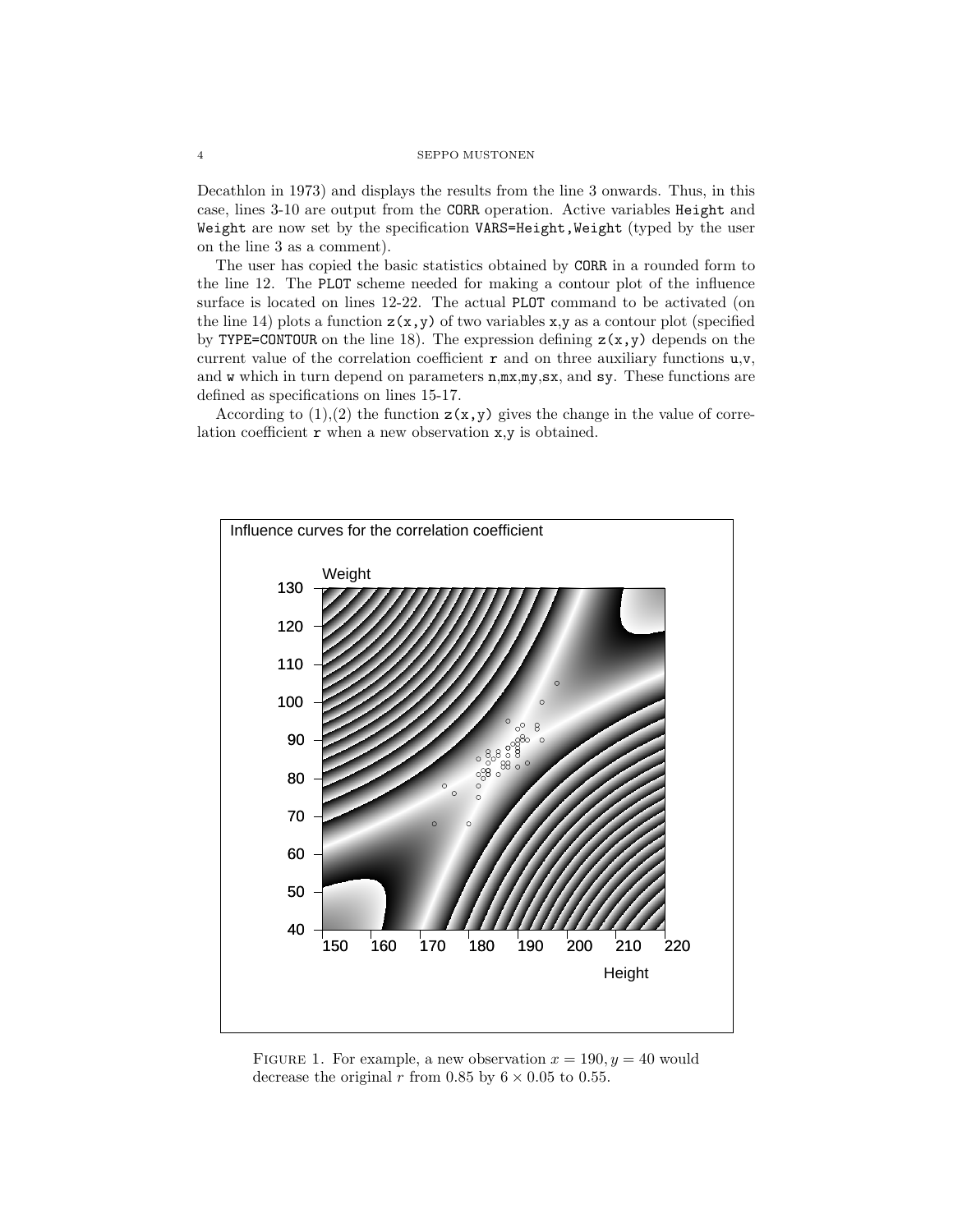Decathlon in 1973) and displays the results from the line 3 onwards. Thus, in this case, lines 3-10 are output from the `CORR` operation. Active variables `Height` and `Weight` are now set by the specification `VARS=Height,Weight` (typed by the user on the line 3 as a comment).

The user has copied the basic statistics obtained by `CORR` in a rounded form to the line 12. The `PLOT` scheme needed for making a contour plot of the influence surface is located on lines 12-22. The actual `PLOT` command to be activated (on the line 14) plots a function `z(x,y)` of two variables `x,y` as a contour plot (specified by `TYPE=CONTOUR` on the line 18). The expression defining `z(x,y)` depends on the current value of the correlation coefficient `r` and on three auxiliary functions `u,v`, and `w` which in turn depend on parameters `n,mx,my,sx`, and `sy`. These functions are defined as specifications on lines 15-17.

According to (1),(2) the function `z(x,y)` gives the change in the value of correlation coefficient `r` when a new observation `x,y` is obtained.

FIGURE 1. For example, a new observation $x = 190, y = 40$ would decrease the original $r$ from 0.85 by $6 \times 0.05$ to 0.55.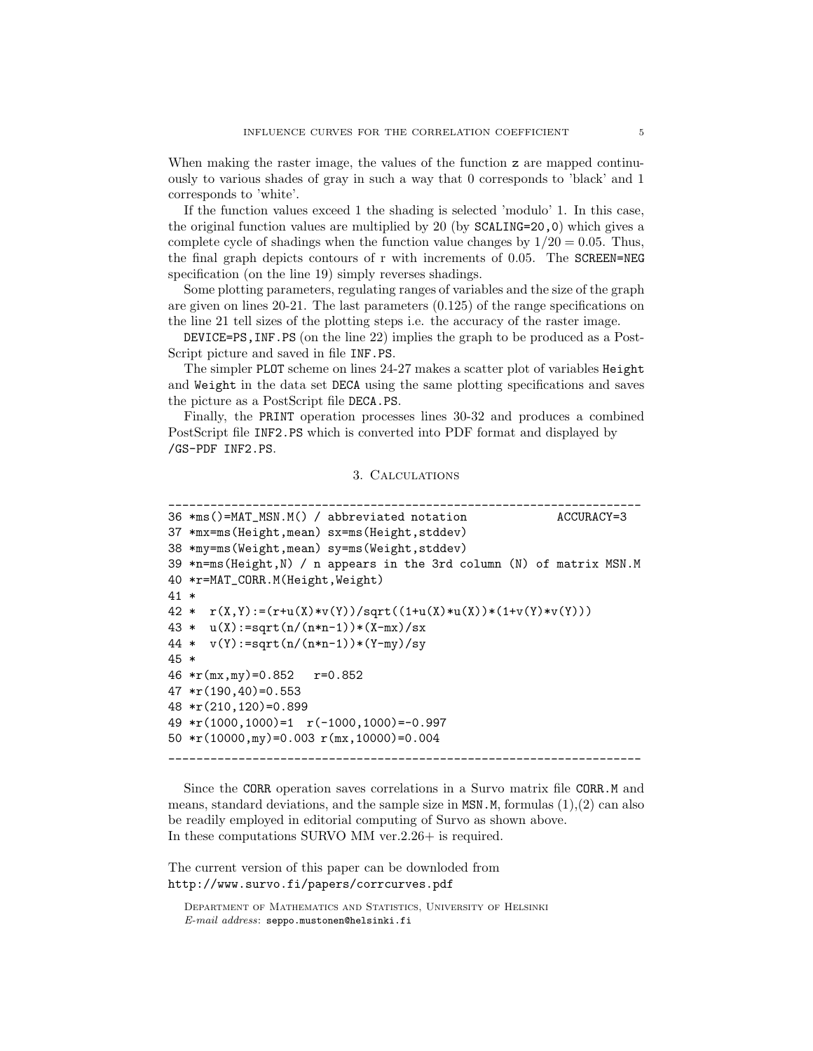When making the raster image, the values of the function `z` are mapped continuously to various shades of gray in such a way that 0 corresponds to 'black' and 1 corresponds to 'white'.

If the function values exceed 1 the shading is selected 'modulo' 1. In this case, the original function values are multiplied by 20 (by `SCALING=20,0`) which gives a complete cycle of shadings when the function value changes by $1/20 = 0.05$. Thus, the final graph depicts contours of r with increments of 0.05. The `SCREEN=NEG` specification (on the line 19) simply reverses shadings.

Some plotting parameters, regulating ranges of variables and the size of the graph are given on lines 20-21. The last parameters (0.125) of the range specifications on the line 21 tell sizes of the plotting steps i.e. the accuracy of the raster image.

`DEVICE=PS,INF.PS` (on the line 22) implies the graph to be produced as a PostScript picture and saved in file `INF.PS`.

The simpler `PLOT` scheme on lines 24-27 makes a scatter plot of variables `Height` and `Weight` in the data set `DECA` using the same plotting specifications and saves the picture as a PostScript file `DECA.PS`.

Finally, the `PRINT` operation processes lines 30-32 and produces a combined PostScript file `INF2.PS` which is converted into PDF format and displayed by `/GS-PDF INF2.PS`.

## 3. Calculations

```
____________________________________________________________________
36 *ms()=MAT_MSN.M() / abbreviated notation              ACCURACY=3
37 *mx=ms(Height,mean) sx=ms(Height,stddev)
38 *my=ms(Weight,mean) sy=ms(Weight,stddev)
39 *n=ms(Height,N) / n appears in the 3rd column (N) of matrix MSN.M
40 *r=MAT_CORR.M(Height,Weight)
41 *
42 *  r(X,Y):=(r+u(X)*v(Y))/sqrt((1+u(X)*u(X))*(1+v(Y)*v(Y)))
43 *  u(X):=sqrt(n/(n*n-1))*(X-mx)/sx
44 *  v(Y):=sqrt(n/(n*n-1))*(Y-my)/sy
45 *
46 *r(mx,my)=0.852   r=0.852
47 *r(190,40)=0.553
48 *r(210,120)=0.899
49 *r(1000,1000)=1  r(-1000,1000)=-0.997
50 *r(10000,my)=0.003 r(mx,10000)=0.004
____________________________________________________________________
```

Since the `CORR` operation saves correlations in a Survo matrix file `CORR.M` and means, standard deviations, and the sample size in `MSN.M`, formulas (1),(2) can also be readily employed in editorial computing of Survo as shown above.
In these computations SURVO MM ver.2.26+ is required.

The current version of this paper can be downloaded from
`http://www.survo.fi/papers/corrcurves.pdf`

Department of Mathematics and Statistics, University of Helsinki
*E-mail address*: `seppo.mustonen@helsinki.fi`